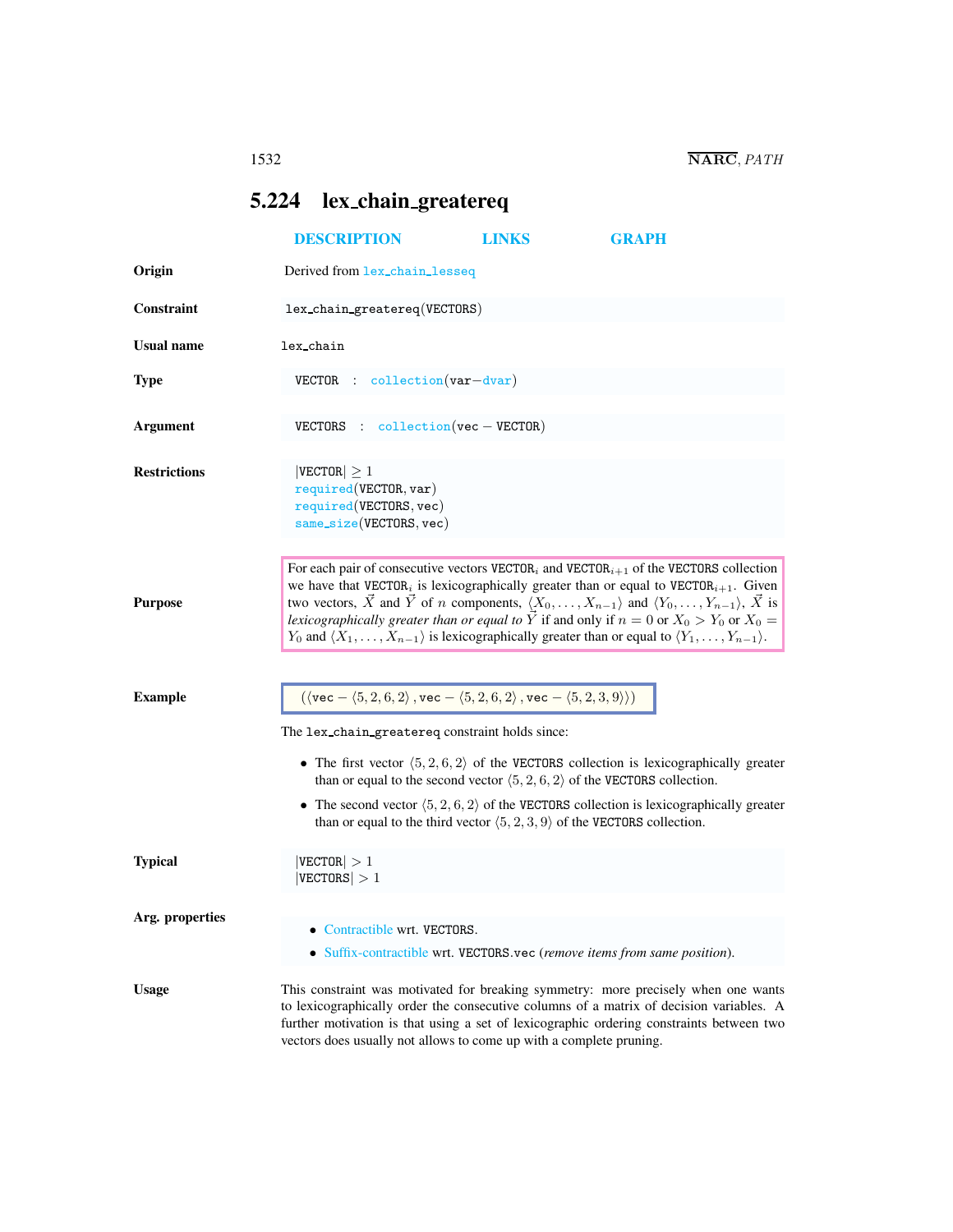## 5.224 lex_chain_greatereq

DESCRIPTION LINKS GRAPH

**Origin** Derived from lex_chain_lesseq

**Constraint** lex_chain_greatereq(VECTORS)

**Usual name** lex_chain

**Type** VECTOR : collection(var−dvar)

**Argument** VECTORS : collection(vec − VECTOR)

**Restrictions**

|VECTOR| ≥ 1
required(VECTOR, var)
required(VECTORS, vec)
same_size(VECTORS, vec)

**Purpose**

For each pair of consecutive vectors $\text{VECTOR}_i$ and $\text{VECTOR}_{i+1}$ of the VECTORS collection we have that $\text{VECTOR}_i$ is lexicographically greater than or equal to $\text{VECTOR}_{i+1}$. Given two vectors, $\vec{X}$ and $\vec{Y}$ of $n$ components, $\langle X_0, \ldots, X_{n-1}\rangle$ and $\langle Y_0, \ldots, Y_{n-1}\rangle$, $\vec{X}$ is *lexicographically greater than or equal to* $\vec{Y}$ if and only if $n = 0$ or $X_0 > Y_0$ or $X_0 = Y_0$ and $\langle X_1, \ldots, X_{n-1}\rangle$ is lexicographically greater than or equal to $\langle Y_1, \ldots, Y_{n-1}\rangle$.

**Example**

$(\langle \text{vec} - \langle 5, 2, 6, 2\rangle, \text{vec} - \langle 5, 2, 6, 2\rangle, \text{vec} - \langle 5, 2, 3, 9\rangle\rangle)$

The lex_chain_greatereq constraint holds since:

- The first vector $\langle 5, 2, 6, 2\rangle$ of the VECTORS collection is lexicographically greater than or equal to the second vector $\langle 5, 2, 6, 2\rangle$ of the VECTORS collection.
- The second vector $\langle 5, 2, 6, 2\rangle$ of the VECTORS collection is lexicographically greater than or equal to the third vector $\langle 5, 2, 3, 9\rangle$ of the VECTORS collection.

**Typical**

|VECTOR| > 1
|VECTORS| > 1

**Arg. properties**

- Contractible wrt. VECTORS.
- Suffix-contractible wrt. VECTORS.vec (*remove items from same position*).

**Usage**

This constraint was motivated for breaking symmetry: more precisely when one wants to lexicographically order the consecutive columns of a matrix of decision variables. A further motivation is that using a set of lexicographic ordering constraints between two vectors does usually not allows to come up with a complete pruning.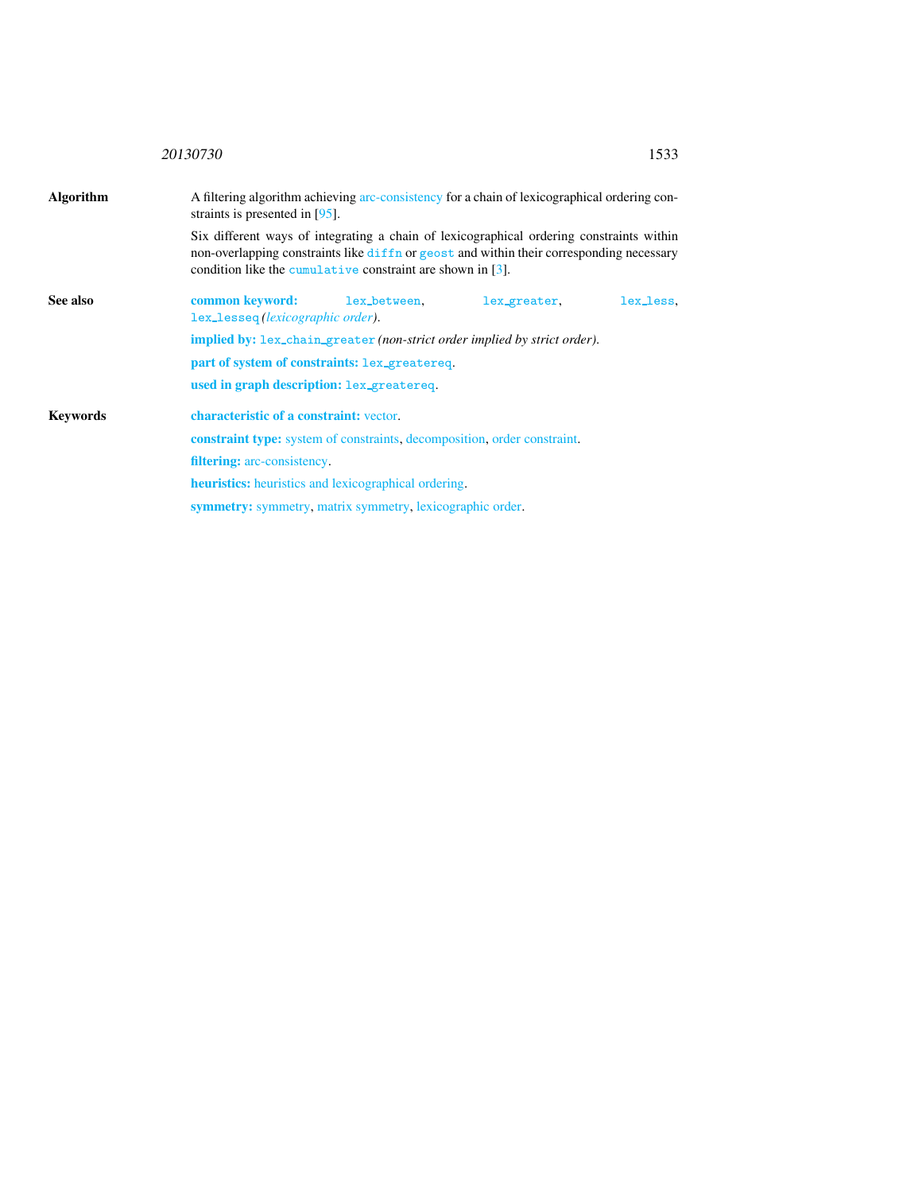**Algorithm**

A filtering algorithm achieving arc-consistency for a chain of lexicographical ordering constraints is presented in [95].

Six different ways of integrating a chain of lexicographical ordering constraints within non-overlapping constraints like `diffn` or `geost` and within their corresponding necessary condition like the `cumulative` constraint are shown in [3].

**See also**

**common keyword:** `lex_between`, `lex_greater`, `lex_less`, `lex_lesseq` *(lexicographic order)*.

**implied by:** `lex_chain_greater` *(non-strict order implied by strict order)*.

**part of system of constraints:** `lex_greatereq`.

**used in graph description:** `lex_greatereq`.

**Keywords**

**characteristic of a constraint:** vector.

**constraint type:** system of constraints, decomposition, order constraint.

**filtering:** arc-consistency.

**heuristics:** heuristics and lexicographical ordering.

**symmetry:** symmetry, matrix symmetry, lexicographic order.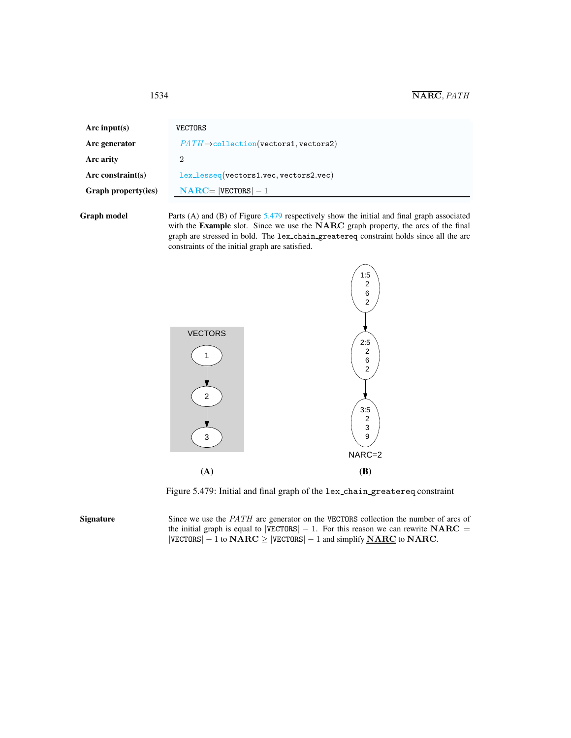| | |
|---|---|
| **Arc input(s)** | VECTORS |
| **Arc generator** | *PATH* $\mapsto$ collection(vectors1, vectors2) |
| **Arc arity** | 2 |
| **Arc constraint(s)** | lex_lesseq(vectors1.vec, vectors2.vec) |
| **Graph property(ies)** | **NARC** $=$ \|VECTORS\| $-$ 1 |

**Graph model**

Parts (A) and (B) of Figure 5.479 respectively show the initial and final graph associated with the **Example** slot. Since we use the **NARC** graph property, the arcs of the final graph are stressed in bold. The lex_chain_greatereq constraint holds since all the arc constraints of the initial graph are satisfied.

Figure 5.479: Initial and final graph of the lex_chain_greatereq constraint

**Signature**

Since we use the *PATH* arc generator on the VECTORS collection the number of arcs of the initial graph is equal to |VECTORS| $-$ 1. For this reason we can rewrite **NARC** $=$ |VECTORS| $-$ 1 to **NARC** $\geq$ |VECTORS| $-$ 1 and simplify $\underline{\overline{\textbf{NARC}}}$ to $\overline{\textbf{NARC}}$.